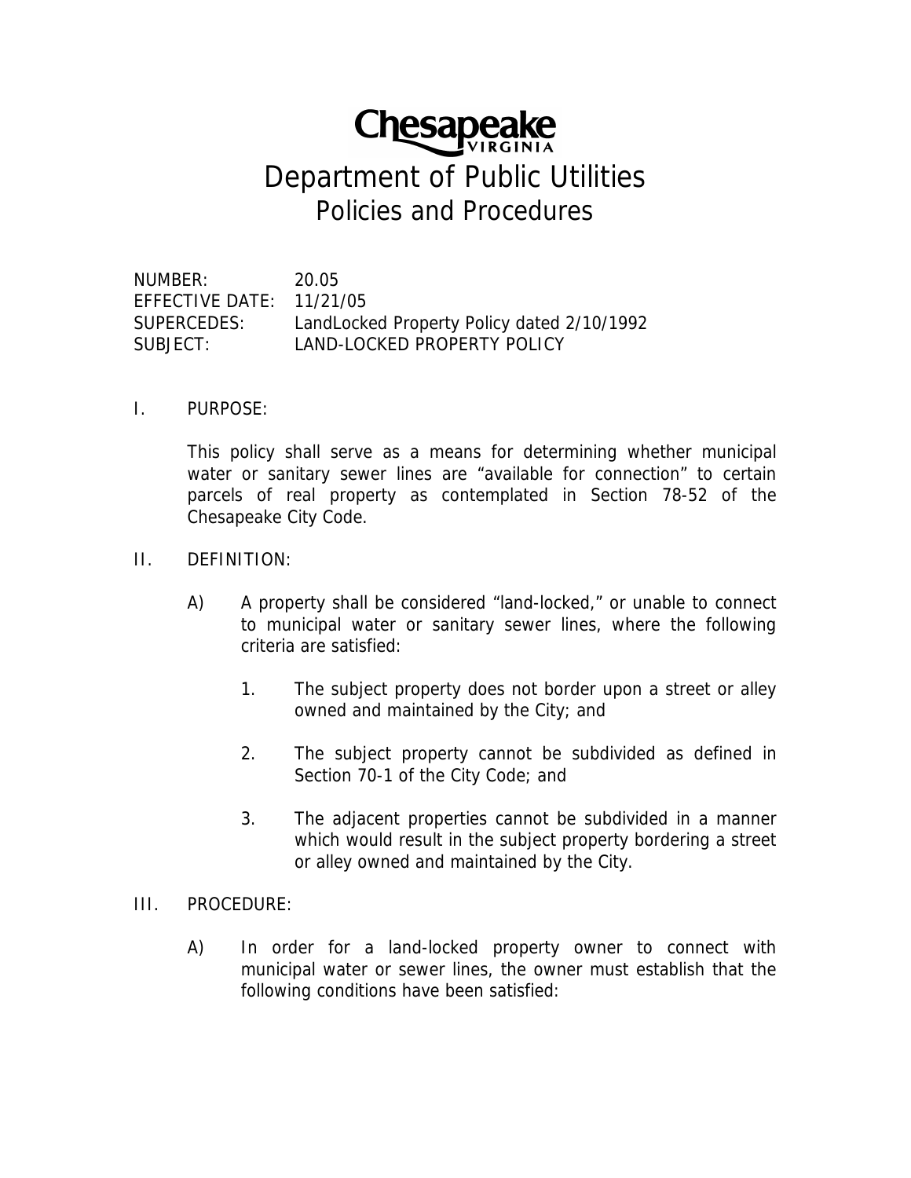# Chesapeake VIRGINIA

# Department of Public Utilities

## Policies and Procedures

| | |
|---|---|
| NUMBER: | 20.05 |
| EFFECTIVE DATE: | 11/21/05 |
| SUPERCEDES: | LandLocked Property Policy dated 2/10/1992 |
| SUBJECT: | LAND-LOCKED PROPERTY POLICY |

I. PURPOSE:

This policy shall serve as a means for determining whether municipal water or sanitary sewer lines are "available for connection" to certain parcels of real property as contemplated in Section 78-52 of the Chesapeake City Code.

II. DEFINITION:

A) A property shall be considered "land-locked," or unable to connect to municipal water or sanitary sewer lines, where the following criteria are satisfied:

1. The subject property does not border upon a street or alley owned and maintained by the City; and

2. The subject property cannot be subdivided as defined in Section 70-1 of the City Code; and

3. The adjacent properties cannot be subdivided in a manner which would result in the subject property bordering a street or alley owned and maintained by the City.

III. PROCEDURE:

A) In order for a land-locked property owner to connect with municipal water or sewer lines, the owner must establish that the following conditions have been satisfied: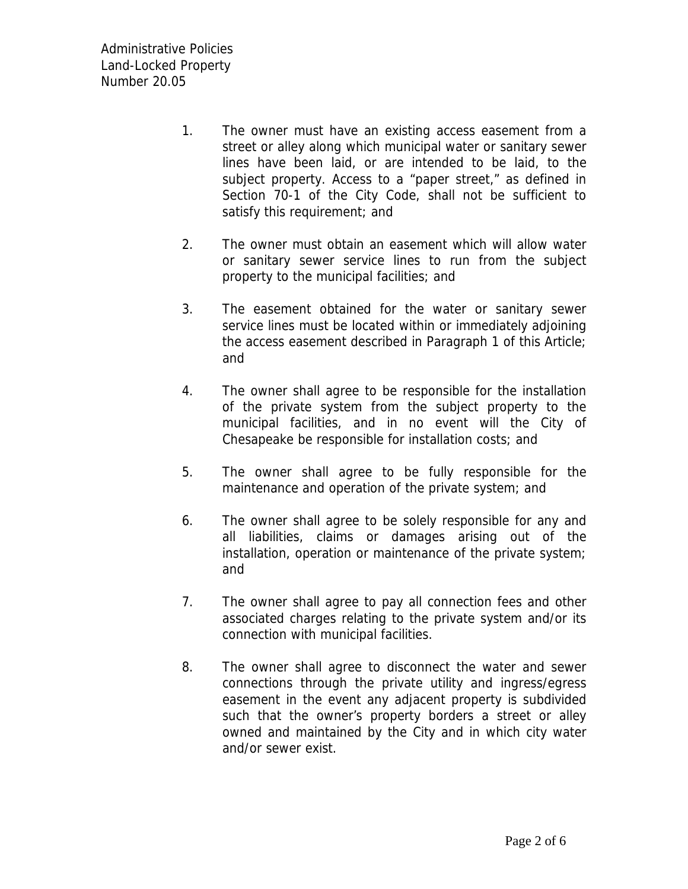1. The owner must have an existing access easement from a street or alley along which municipal water or sanitary sewer lines have been laid, or are intended to be laid, to the subject property. Access to a "paper street," as defined in Section 70-1 of the City Code, shall not be sufficient to satisfy this requirement; and

2. The owner must obtain an easement which will allow water or sanitary sewer service lines to run from the subject property to the municipal facilities; and

3. The easement obtained for the water or sanitary sewer service lines must be located within or immediately adjoining the access easement described in Paragraph 1 of this Article; and

4. The owner shall agree to be responsible for the installation of the private system from the subject property to the municipal facilities, and in no event will the City of Chesapeake be responsible for installation costs; and

5. The owner shall agree to be fully responsible for the maintenance and operation of the private system; and

6. The owner shall agree to be solely responsible for any and all liabilities, claims or damages arising out of the installation, operation or maintenance of the private system; and

7. The owner shall agree to pay all connection fees and other associated charges relating to the private system and/or its connection with municipal facilities.

8. The owner shall agree to disconnect the water and sewer connections through the private utility and ingress/egress easement in the event any adjacent property is subdivided such that the owner's property borders a street or alley owned and maintained by the City and in which city water and/or sewer exist.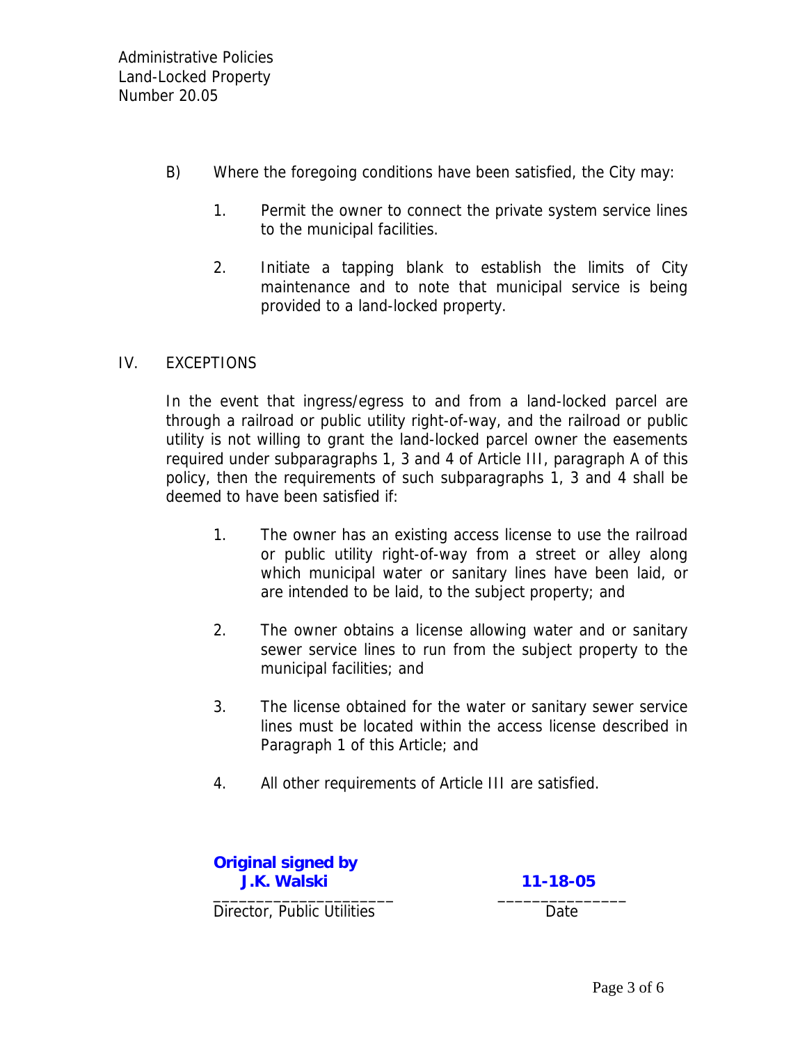B) Where the foregoing conditions have been satisfied, the City may:

1. Permit the owner to connect the private system service lines to the municipal facilities.

2. Initiate a tapping blank to establish the limits of City maintenance and to note that municipal service is being provided to a land-locked property.

## IV. EXCEPTIONS

In the event that ingress/egress to and from a land-locked parcel are through a railroad or public utility right-of-way, and the railroad or public utility is not willing to grant the land-locked parcel owner the easements required under subparagraphs 1, 3 and 4 of Article III, paragraph A of this policy, then the requirements of such subparagraphs 1, 3 and 4 shall be deemed to have been satisfied if:

1. The owner has an existing access license to use the railroad or public utility right-of-way from a street or alley along which municipal water or sanitary lines have been laid, or are intended to be laid, to the subject property; and

2. The owner obtains a license allowing water and or sanitary sewer service lines to run from the subject property to the municipal facilities; and

3. The license obtained for the water or sanitary sewer service lines must be located within the access license described in Paragraph 1 of this Article; and

4. All other requirements of Article III are satisfied.

**Original signed by J.K. Walski** — **11-18-05**

Director, Public Utilities — Date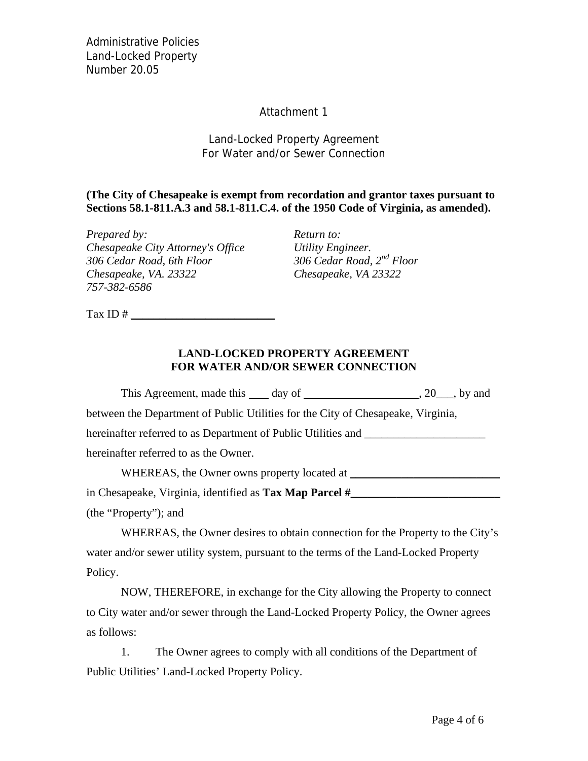Administrative Policies
Land-Locked Property
Number 20.05

Attachment 1

Land-Locked Property Agreement
For Water and/or Sewer Connection

**(The City of Chesapeake is exempt from recordation and grantor taxes pursuant to Sections 58.1-811.A.3 and 58.1-811.C.4. of the 1950 Code of Virginia, as amended).**

*Prepared by:*
*Chesapeake City Attorney's Office*
*306 Cedar Road, 6th Floor*
*Chesapeake, VA. 23322*
*757-382-6586*

*Return to:*
*Utility Engineer.*
*306 Cedar Road, 2nd Floor*
*Chesapeake, VA 23322*

Tax ID # ________________________

## LAND-LOCKED PROPERTY AGREEMENT FOR WATER AND/OR SEWER CONNECTION

This Agreement, made this ___ day of __________________, 20___, by and between the Department of Public Utilities for the City of Chesapeake, Virginia, hereinafter referred to as Department of Public Utilities and ____________________ hereinafter referred to as the Owner.

WHEREAS, the Owner owns property located at ________________________ in Chesapeake, Virginia, identified as **Tax Map Parcel #**________________________ (the "Property"); and

WHEREAS, the Owner desires to obtain connection for the Property to the City's water and/or sewer utility system, pursuant to the terms of the Land-Locked Property Policy.

NOW, THEREFORE, in exchange for the City allowing the Property to connect to City water and/or sewer through the Land-Locked Property Policy, the Owner agrees as follows:

1. The Owner agrees to comply with all conditions of the Department of Public Utilities' Land-Locked Property Policy.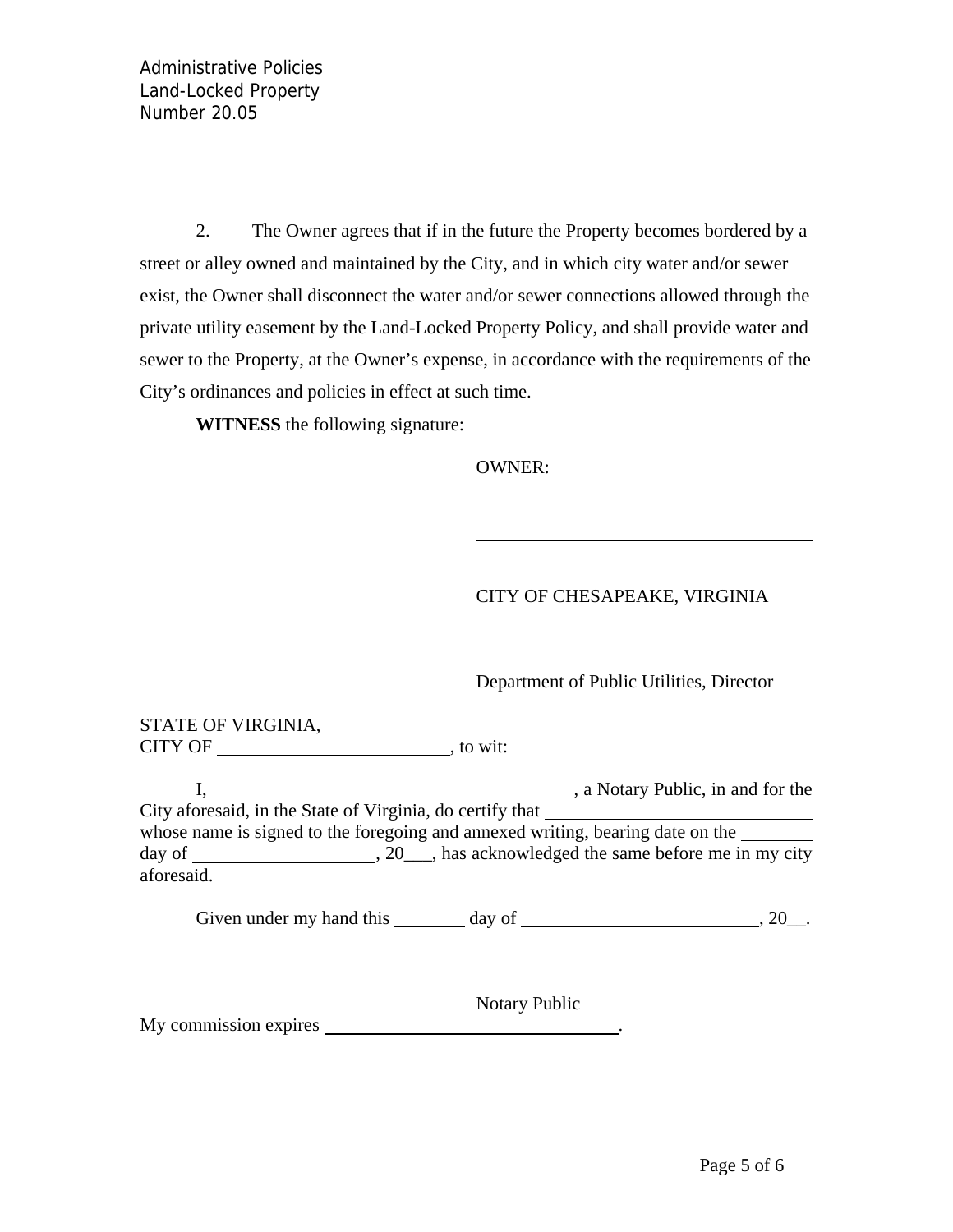2. The Owner agrees that if in the future the Property becomes bordered by a street or alley owned and maintained by the City, and in which city water and/or sewer exist, the Owner shall disconnect the water and/or sewer connections allowed through the private utility easement by the Land-Locked Property Policy, and shall provide water and sewer to the Property, at the Owner's expense, in accordance with the requirements of the City's ordinances and policies in effect at such time.

**WITNESS** the following signature:

OWNER:

\_\_\_\_\_\_\_\_\_\_\_\_\_\_\_\_\_\_\_\_\_\_\_\_\_\_\_\_\_\_\_\_\_\_\_\_

CITY OF CHESAPEAKE, VIRGINIA

\_\_\_\_\_\_\_\_\_\_\_\_\_\_\_\_\_\_\_\_\_\_\_\_\_\_\_\_\_\_\_\_\_\_\_\_

Department of Public Utilities, Director

STATE OF VIRGINIA,
CITY OF \_\_\_\_\_\_\_\_\_\_\_\_\_\_\_\_\_\_\_\_\_\_\_\_, to wit:

I, \_\_\_\_\_\_\_\_\_\_\_\_\_\_\_\_\_\_\_\_\_\_\_\_\_\_\_\_\_\_\_\_\_\_\_\_, a Notary Public, in and for the City aforesaid, in the State of Virginia, do certify that \_\_\_\_\_\_\_\_\_\_\_\_\_\_\_\_\_\_\_\_\_\_\_\_\_\_ whose name is signed to the foregoing and annexed writing, bearing date on the \_\_\_\_\_\_\_ day of \_\_\_\_\_\_\_\_\_\_\_\_\_\_\_\_\_\_\_, 20\_\_\_, has acknowledged the same before me in my city aforesaid.

Given under my hand this \_\_\_\_\_\_\_ day of \_\_\_\_\_\_\_\_\_\_\_\_\_\_\_\_\_\_\_\_\_\_\_\_, 20\_\_.

\_\_\_\_\_\_\_\_\_\_\_\_\_\_\_\_\_\_\_\_\_\_\_\_\_\_\_\_\_\_\_\_\_\_\_\_

Notary Public

My commission expires \_\_\_\_\_\_\_\_\_\_\_\_\_\_\_\_\_\_\_\_\_\_\_\_\_\_\_\_\_\_.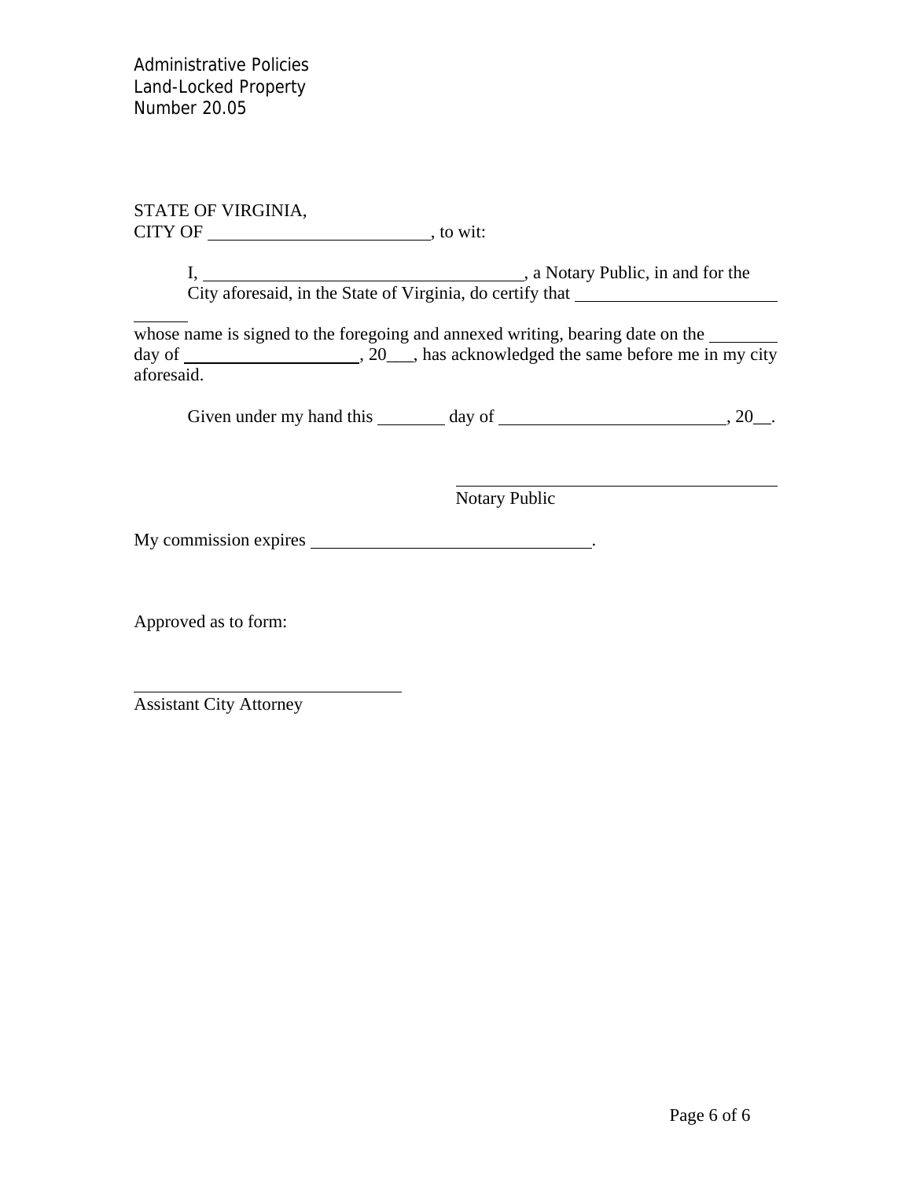STATE OF VIRGINIA,
CITY OF \_\_\_\_\_\_\_\_\_\_\_\_\_\_\_\_\_\_\_\_\_\_\_\_\_, to wit:

I, \_\_\_\_\_\_\_\_\_\_\_\_\_\_\_\_\_\_\_\_\_\_\_\_\_\_\_\_\_\_\_\_\_\_\_\_, a Notary Public, in and for the City aforesaid, in the State of Virginia, do certify that \_\_\_\_\_\_\_\_\_\_\_\_\_\_\_\_\_\_\_\_\_\_\_\_\_\_\_\_\_\_ whose name is signed to the foregoing and annexed writing, bearing date on the \_\_\_\_\_\_\_\_ day of \_\_\_\_\_\_\_\_\_\_\_\_\_\_\_\_\_\_\_\_, 20\_\_\_, has acknowledged the same before me in my city aforesaid.

Given under my hand this \_\_\_\_\_\_\_\_ day of \_\_\_\_\_\_\_\_\_\_\_\_\_\_\_\_\_\_\_\_\_\_\_\_\_\_, 20\_\_.

\_\_\_\_\_\_\_\_\_\_\_\_\_\_\_\_\_\_\_\_\_\_\_\_\_\_\_\_\_\_\_\_\_\_\_\_\_\_
Notary Public

My commission expires \_\_\_\_\_\_\_\_\_\_\_\_\_\_\_\_\_\_\_\_\_\_\_\_\_\_\_\_\_\_\_\_.

Approved as to form:

\_\_\_\_\_\_\_\_\_\_\_\_\_\_\_\_\_\_\_\_\_\_\_\_\_\_\_\_\_\_\_
Assistant City Attorney